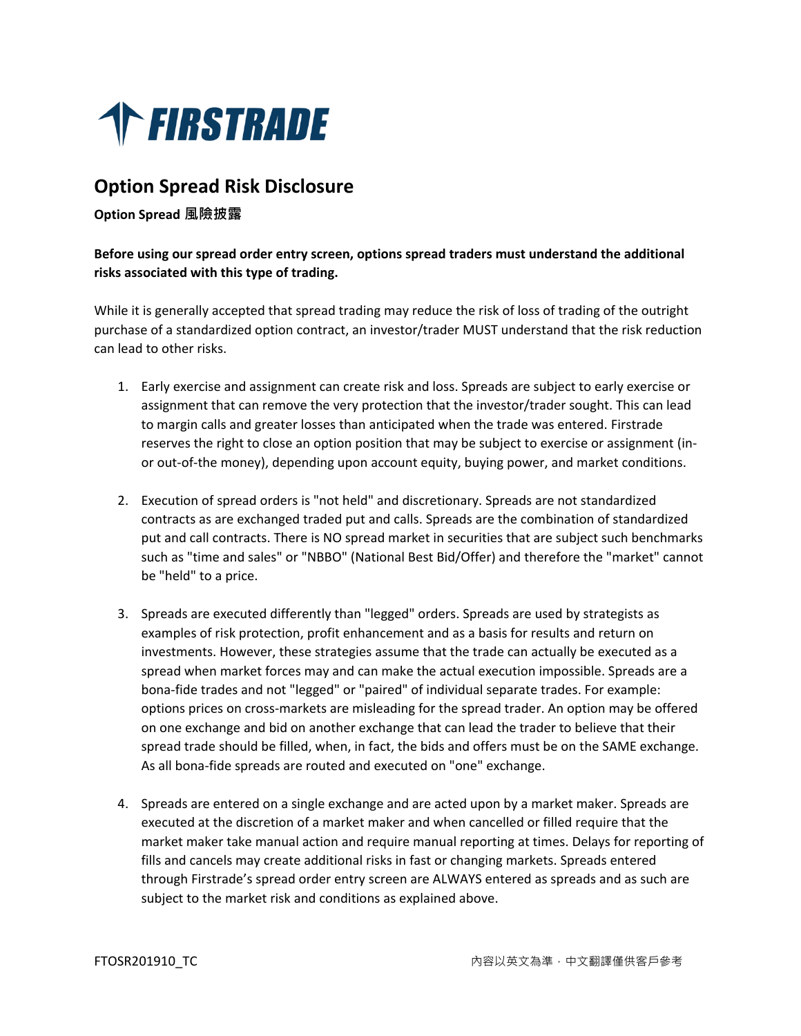FIRSTRADE

# Option Spread Risk Disclosure

**Option Spread 風險披露**

**Before using our spread order entry screen, options spread traders must understand the additional risks associated with this type of trading.**

While it is generally accepted that spread trading may reduce the risk of loss of trading of the outright purchase of a standardized option contract, an investor/trader MUST understand that the risk reduction can lead to other risks.

1. Early exercise and assignment can create risk and loss. Spreads are subject to early exercise or assignment that can remove the very protection that the investor/trader sought. This can lead to margin calls and greater losses than anticipated when the trade was entered. Firstrade reserves the right to close an option position that may be subject to exercise or assignment (in- or out-of-the money), depending upon account equity, buying power, and market conditions.

2. Execution of spread orders is "not held" and discretionary. Spreads are not standardized contracts as are exchanged traded put and calls. Spreads are the combination of standardized put and call contracts. There is NO spread market in securities that are subject such benchmarks such as "time and sales" or "NBBO" (National Best Bid/Offer) and therefore the "market" cannot be "held" to a price.

3. Spreads are executed differently than "legged" orders. Spreads are used by strategists as examples of risk protection, profit enhancement and as a basis for results and return on investments. However, these strategies assume that the trade can actually be executed as a spread when market forces may and can make the actual execution impossible. Spreads are a bona-fide trades and not "legged" or "paired" of individual separate trades. For example: options prices on cross-markets are misleading for the spread trader. An option may be offered on one exchange and bid on another exchange that can lead the trader to believe that their spread trade should be filled, when, in fact, the bids and offers must be on the SAME exchange. As all bona-fide spreads are routed and executed on "one" exchange.

4. Spreads are entered on a single exchange and are acted upon by a market maker. Spreads are executed at the discretion of a market maker and when cancelled or filled require that the market maker take manual action and require manual reporting at times. Delays for reporting of fills and cancels may create additional risks in fast or changing markets. Spreads entered through Firstrade's spread order entry screen are ALWAYS entered as spreads and as such are subject to the market risk and conditions as explained above.

FTOSR201910_TC 內容以英文為準，中文翻譯僅供客戶參考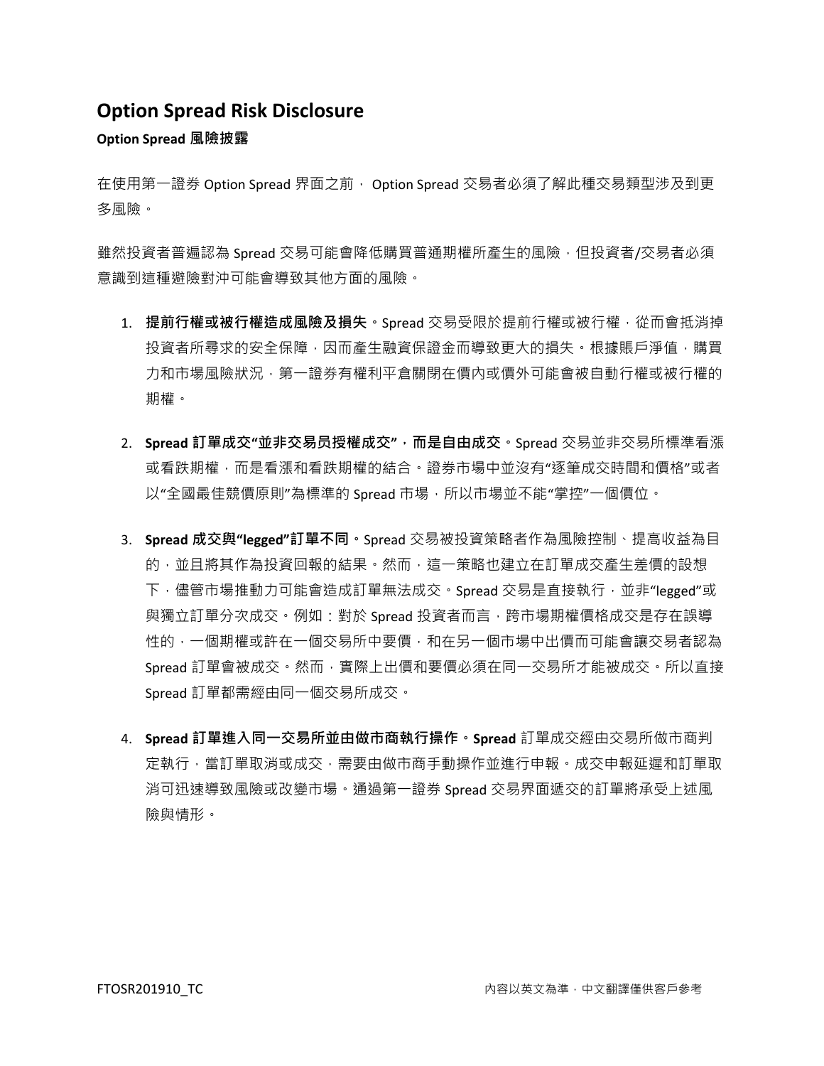# Option Spread Risk Disclosure

**Option Spread 風險披露**

在使用第一證券 Option Spread 界面之前， Option Spread 交易者必須了解此種交易類型涉及到更多風險。

雖然投資者普遍認為 Spread 交易可能會降低購買普通期權所產生的風險，但投資者/交易者必須意識到這種避險對沖可能會導致其他方面的風險。

1. **提前行權或被行權造成風險及損失。**Spread 交易受限於提前行權或被行權，從而會抵消掉投資者所尋求的安全保障，因而產生融資保證金而導致更大的損失。根據賬戶淨值，購買力和市場風險狀況，第一證券有權利平倉關閉在價內或價外可能會被自動行權或被行權的期權。

2. **Spread 訂單成交"並非交易员授權成交"，而是自由成交。**Spread 交易並非交易所標準看漲或看跌期權，而是看漲和看跌期權的結合。證券市場中並沒有"逐筆成交時間和價格"或者以"全國最佳競價原則"為標準的 Spread 市場，所以市場並不能"掌控"一個價位。

3. **Spread 成交與"legged"訂單不同。**Spread 交易被投資策略者作為風險控制、提高收益為目的，並且將其作為投資回報的結果。然而，這一策略也建立在訂單成交產生差價的設想下，儘管市場推動力可能會造成訂單無法成交。Spread 交易是直接執行，並非"legged"或與獨立訂單分次成交。例如：對於 Spread 投資者而言，跨市場期權價格成交是存在誤導性的，一個期權或許在一個交易所中要價，和在另一個市場中出價而可能會讓交易者認為 Spread 訂單會被成交。然而，實際上出價和要價必須在同一交易所才能被成交。所以直接 Spread 訂單都需經由同一個交易所成交。

4. **Spread 訂單進入同一交易所並由做市商執行操作。Spread** 訂單成交經由交易所做市商判定執行，當訂單取消或成交，需要由做市商手動操作並進行申報。成交申報延遲和訂單取消可迅速導致風險或改變市場。通過第一證券 Spread 交易界面遞交的訂單將承受上述風險與情形。

FTOSR201910_TC

內容以英文為準，中文翻譯僅供客戶參考